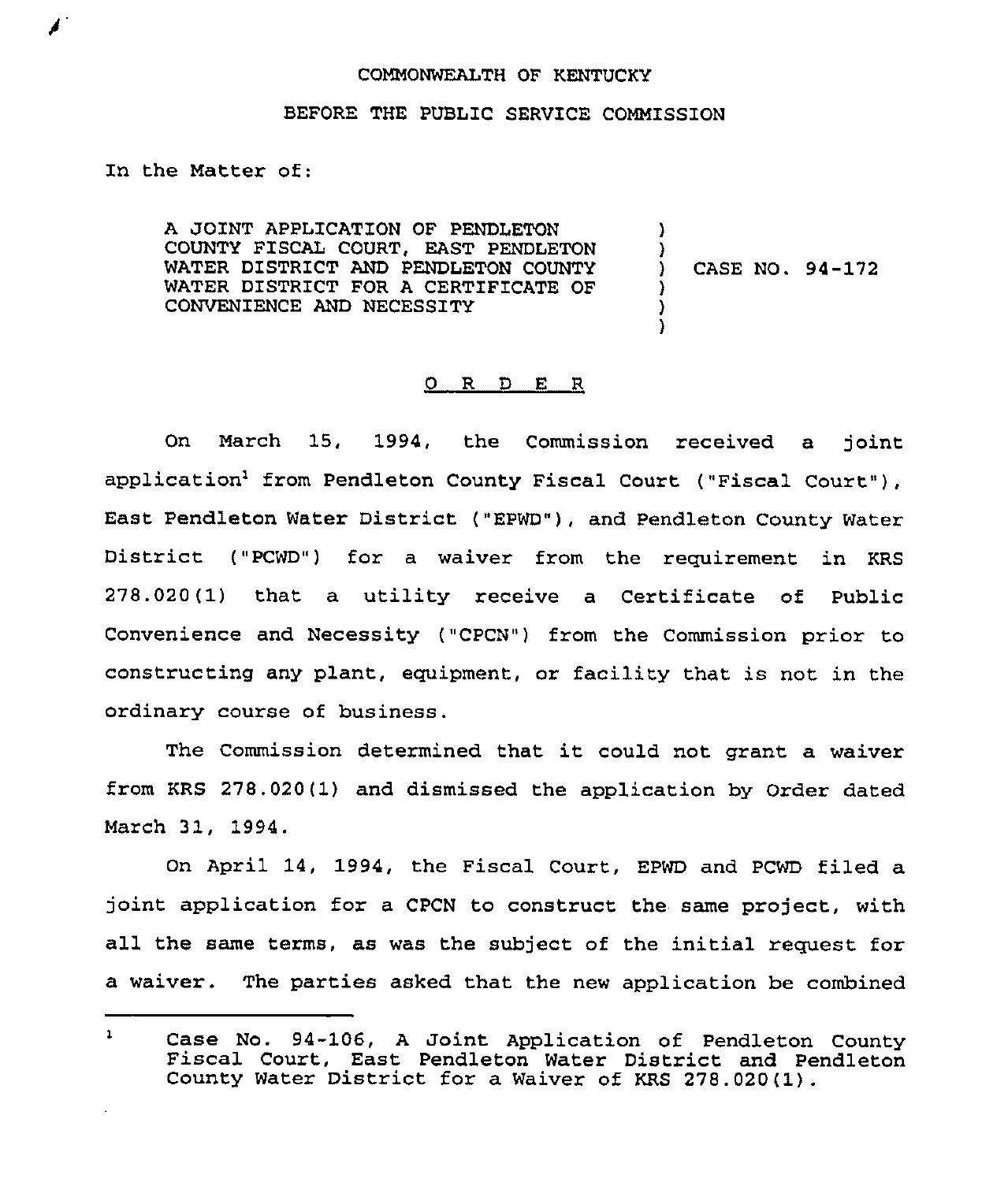COMMONWEALTH OF KENTUCKY

BEFORE THE PUBLIC SERVICE COMMISSION

In the Matter of:

| | | |
|---|---|---|
| A JOINT APPLICATION OF PENDLETON COUNTY FISCAL COURT, EAST PENDLETON WATER DISTRICT AND PENDLETON COUNTY WATER DISTRICT FOR A CERTIFICATE OF CONVENIENCE AND NECESSITY | ) | CASE NO. 94-172 |

O R D E R

On March 15, 1994, the Commission received a joint application[1] from Pendleton County Fiscal Court ("Fiscal Court"), East Pendleton Water District ("EPWD"), and Pendleton County Water District ("PCWD") for a waiver from the requirement in KRS 278.020(1) that a utility receive a Certificate of Public Convenience and Necessity ("CPCN") from the Commission prior to constructing any plant, equipment, or facility that is not in the ordinary course of business.

The Commission determined that it could not grant a waiver from KRS 278.020(1) and dismissed the application by Order dated March 31, 1994.

On April 14, 1994, the Fiscal Court, EPWD and PCWD filed a joint application for a CPCN to construct the same project, with all the same terms, as was the subject of the initial request for a waiver. The parties asked that the new application be combined

---

[1] Case No. 94-106, A Joint Application of Pendleton County Fiscal Court, East Pendleton Water District and Pendleton County Water District for a Waiver of KRS 278.020(1).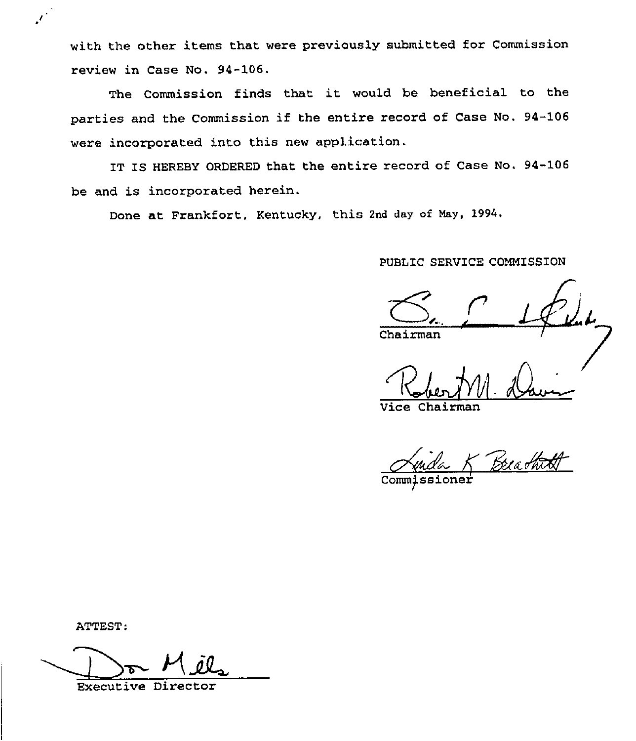with the other items that were previously submitted for Commission review in Case No. 94-106.

The Commission finds that it would be beneficial to the parties and the Commission if the entire record of Case No. 94-106 were incorporated into this new application.

IT IS HEREBY ORDERED that the entire record of Case No. 94-106 be and is incorporated herein.

Done at Frankfort, Kentucky, this 2nd day of May, 1994.

PUBLIC SERVICE COMMISSION

Chairman

Vice Chairman

Commissioner

ATTEST:

Executive Director